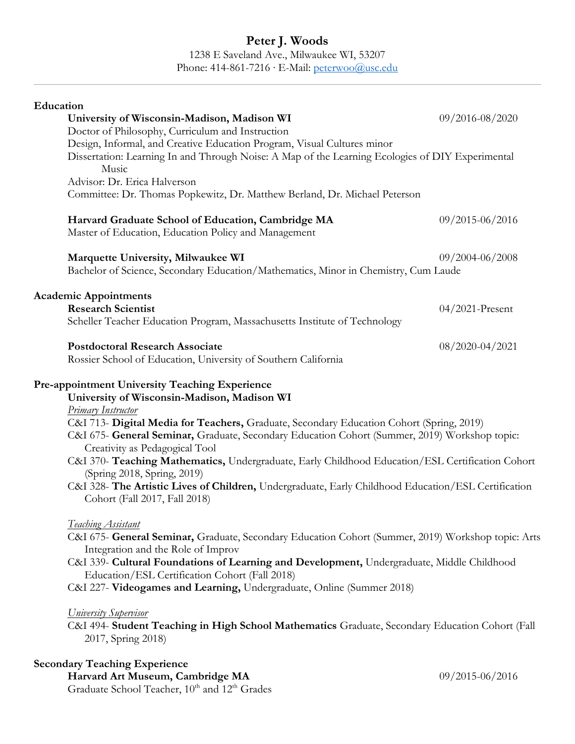# Peter J. Woods

1238 E Saveland Ave., Milwaukee WI, 53207
Phone: 414-861-7216 · E-Mail: peterwoo@usc.edu

---

## Education

**University of Wisconsin-Madison, Madison WI** 09/2016-08/2020
Doctor of Philosophy, Curriculum and Instruction
Design, Informal, and Creative Education Program, Visual Cultures minor
Dissertation: Learning In and Through Noise: A Map of the Learning Ecologies of DIY Experimental Music
Advisor: Dr. Erica Halverson
Committee: Dr. Thomas Popkewitz, Dr. Matthew Berland, Dr. Michael Peterson

**Harvard Graduate School of Education, Cambridge MA** 09/2015-06/2016
Master of Education, Education Policy and Management

**Marquette University, Milwaukee WI** 09/2004-06/2008
Bachelor of Science, Secondary Education/Mathematics, Minor in Chemistry, Cum Laude

## Academic Appointments

**Research Scientist** 04/2021-Present
Scheller Teacher Education Program, Massachusetts Institute of Technology

**Postdoctoral Research Associate** 08/2020-04/2021
Rossier School of Education, University of Southern California

## Pre-appointment University Teaching Experience

**University of Wisconsin-Madison, Madison WI**

*Primary Instructor*

C&I 713- **Digital Media for Teachers,** Graduate, Secondary Education Cohort (Spring, 2019)
C&I 675- **General Seminar,** Graduate, Secondary Education Cohort (Summer, 2019) Workshop topic: Creativity as Pedagogical Tool
C&I 370- **Teaching Mathematics,** Undergraduate, Early Childhood Education/ESL Certification Cohort (Spring 2018, Spring, 2019)
C&I 328- **The Artistic Lives of Children,** Undergraduate, Early Childhood Education/ESL Certification Cohort (Fall 2017, Fall 2018)

*Teaching Assistant*

C&I 675- **General Seminar,** Graduate, Secondary Education Cohort (Summer, 2019) Workshop topic: Arts Integration and the Role of Improv
C&I 339- **Cultural Foundations of Learning and Development,** Undergraduate, Middle Childhood Education/ESL Certification Cohort (Fall 2018)
C&I 227- **Videogames and Learning,** Undergraduate, Online (Summer 2018)

*University Supervisor*

C&I 494- **Student Teaching in High School Mathematics** Graduate, Secondary Education Cohort (Fall 2017, Spring 2018)

## Secondary Teaching Experience

**Harvard Art Museum, Cambridge MA** 09/2015-06/2016
Graduate School Teacher, 10th and 12th Grades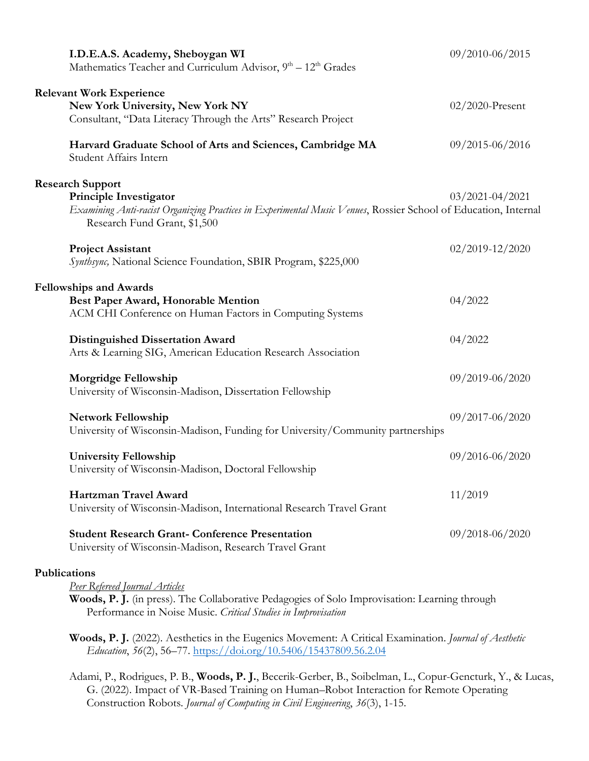**I.D.E.A.S. Academy, Sheboygan WI** 09/2010-06/2015
Mathematics Teacher and Curriculum Advisor, 9th – 12th Grades

## Relevant Work Experience

**New York University, New York NY** 02/2020-Present
Consultant, "Data Literacy Through the Arts" Research Project

**Harvard Graduate School of Arts and Sciences, Cambridge MA** 09/2015-06/2016
Student Affairs Intern

## Research Support

**Principle Investigator** 03/2021-04/2021
*Examining Anti-racist Organizing Practices in Experimental Music Venues*, Rossier School of Education, Internal Research Fund Grant, $1,500

**Project Assistant** 02/2019-12/2020
*Synthsync,* National Science Foundation, SBIR Program, $225,000

## Fellowships and Awards

**Best Paper Award, Honorable Mention** 04/2022
ACM CHI Conference on Human Factors in Computing Systems

**Distinguished Dissertation Award** 04/2022
Arts & Learning SIG, American Education Research Association

**Morgridge Fellowship** 09/2019-06/2020
University of Wisconsin-Madison, Dissertation Fellowship

**Network Fellowship** 09/2017-06/2020
University of Wisconsin-Madison, Funding for University/Community partnerships

**University Fellowship** 09/2016-06/2020
University of Wisconsin-Madison, Doctoral Fellowship

**Hartzman Travel Award** 11/2019
University of Wisconsin-Madison, International Research Travel Grant

**Student Research Grant- Conference Presentation** 09/2018-06/2020
University of Wisconsin-Madison, Research Travel Grant

## Publications

*Peer Refereed Journal Articles*

**Woods, P. J.** (in press). The Collaborative Pedagogies of Solo Improvisation: Learning through Performance in Noise Music. *Critical Studies in Improvisation*

**Woods, P. J.** (2022). Aesthetics in the Eugenics Movement: A Critical Examination. *Journal of Aesthetic Education*, *56*(2), 56–77. https://doi.org/10.5406/15437809.56.2.04

Adami, P., Rodrigues, P. B., **Woods, P. J.**, Becerik-Gerber, B., Soibelman, L., Copur-Gencturk, Y., & Lucas, G. (2022). Impact of VR-Based Training on Human–Robot Interaction for Remote Operating Construction Robots. *Journal of Computing in Civil Engineering*, *36*(3), 1-15.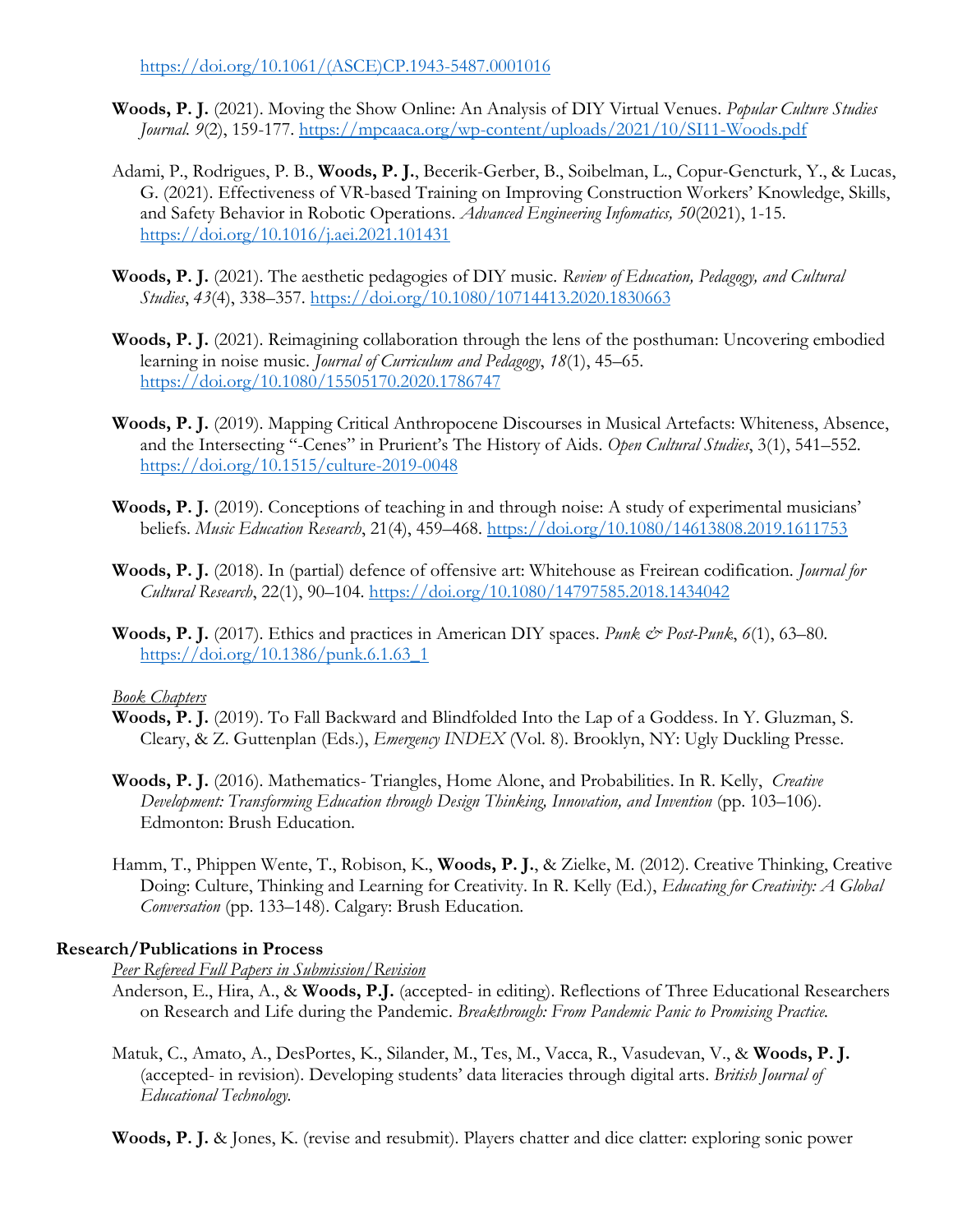https://doi.org/10.1061/(ASCE)CP.1943-5487.0001016

**Woods, P. J.** (2021). Moving the Show Online: An Analysis of DIY Virtual Venues. *Popular Culture Studies Journal. 9*(2), 159-177. https://mpcaaca.org/wp-content/uploads/2021/10/SI11-Woods.pdf

Adami, P., Rodrigues, P. B., **Woods, P. J.**, Becerik-Gerber, B., Soibelman, L., Copur-Gencturk, Y., & Lucas, G. (2021). Effectiveness of VR-based Training on Improving Construction Workers' Knowledge, Skills, and Safety Behavior in Robotic Operations. *Advanced Engineering Infomatics, 50*(2021), 1-15. https://doi.org/10.1016/j.aei.2021.101431

**Woods, P. J.** (2021). The aesthetic pedagogies of DIY music. *Review of Education, Pedagogy, and Cultural Studies*, *43*(4), 338–357. https://doi.org/10.1080/10714413.2020.1830663

**Woods, P. J.** (2021). Reimagining collaboration through the lens of the posthuman: Uncovering embodied learning in noise music. *Journal of Curriculum and Pedagogy*, *18*(1), 45–65. https://doi.org/10.1080/15505170.2020.1786747

**Woods, P. J.** (2019). Mapping Critical Anthropocene Discourses in Musical Artefacts: Whiteness, Absence, and the Intersecting "-Cenes" in Prurient's The History of Aids. *Open Cultural Studies*, 3(1), 541–552. https://doi.org/10.1515/culture-2019-0048

**Woods, P. J.** (2019). Conceptions of teaching in and through noise: A study of experimental musicians' beliefs. *Music Education Research*, 21(4), 459–468. https://doi.org/10.1080/14613808.2019.1611753

**Woods, P. J.** (2018). In (partial) defence of offensive art: Whitehouse as Freirean codification. *Journal for Cultural Research*, 22(1), 90–104. https://doi.org/10.1080/14797585.2018.1434042

**Woods, P. J.** (2017). Ethics and practices in American DIY spaces. *Punk & Post-Punk*, *6*(1), 63–80. https://doi.org/10.1386/punk.6.1.63_1

*Book Chapters*

**Woods, P. J.** (2019). To Fall Backward and Blindfolded Into the Lap of a Goddess. In Y. Gluzman, S. Cleary, & Z. Guttenplan (Eds.), *Emergency INDEX* (Vol. 8). Brooklyn, NY: Ugly Duckling Presse.

**Woods, P. J.** (2016). Mathematics- Triangles, Home Alone, and Probabilities. In R. Kelly, *Creative Development: Transforming Education through Design Thinking, Innovation, and Invention* (pp. 103–106). Edmonton: Brush Education.

Hamm, T., Phippen Wente, T., Robison, K., **Woods, P. J.**, & Zielke, M. (2012). Creative Thinking, Creative Doing: Culture, Thinking and Learning for Creativity. In R. Kelly (Ed.), *Educating for Creativity: A Global Conversation* (pp. 133–148). Calgary: Brush Education.

**Research/Publications in Process**

*Peer Refereed Full Papers in Submission/Revision*

Anderson, E., Hira, A., & **Woods, P.J.** (accepted- in editing). Reflections of Three Educational Researchers on Research and Life during the Pandemic. *Breakthrough: From Pandemic Panic to Promising Practice.*

Matuk, C., Amato, A., DesPortes, K., Silander, M., Tes, M., Vacca, R., Vasudevan, V., & **Woods, P. J.** (accepted- in revision). Developing students' data literacies through digital arts. *British Journal of Educational Technology.*

**Woods, P. J.** & Jones, K. (revise and resubmit). Players chatter and dice clatter: exploring sonic power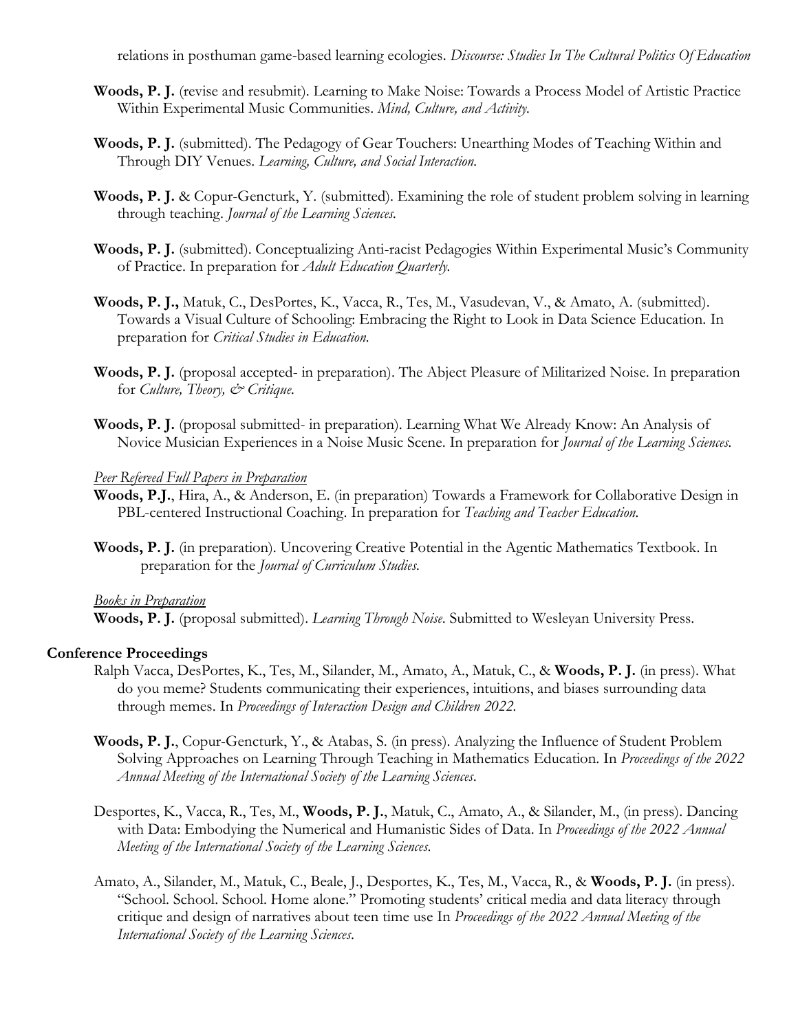relations in posthuman game-based learning ecologies. *Discourse: Studies In The Cultural Politics Of Education*

**Woods, P. J.** (revise and resubmit). Learning to Make Noise: Towards a Process Model of Artistic Practice Within Experimental Music Communities. *Mind, Culture, and Activity.*

**Woods, P. J.** (submitted). The Pedagogy of Gear Touchers: Unearthing Modes of Teaching Within and Through DIY Venues. *Learning, Culture, and Social Interaction.*

**Woods, P. J.** & Copur-Gencturk, Y. (submitted). Examining the role of student problem solving in learning through teaching. *Journal of the Learning Sciences.*

**Woods, P. J.** (submitted). Conceptualizing Anti-racist Pedagogies Within Experimental Music's Community of Practice. In preparation for *Adult Education Quarterly.*

**Woods, P. J.,** Matuk, C., DesPortes, K., Vacca, R., Tes, M., Vasudevan, V., & Amato, A. (submitted). Towards a Visual Culture of Schooling: Embracing the Right to Look in Data Science Education. In preparation for *Critical Studies in Education.*

**Woods, P. J.** (proposal accepted- in preparation). The Abject Pleasure of Militarized Noise. In preparation for *Culture, Theory, & Critique.*

**Woods, P. J.** (proposal submitted- in preparation). Learning What We Already Know: An Analysis of Novice Musician Experiences in a Noise Music Scene. In preparation for *Journal of the Learning Sciences.*

*Peer Refereed Full Papers in Preparation*

**Woods, P.J.**, Hira, A., & Anderson, E. (in preparation) Towards a Framework for Collaborative Design in PBL-centered Instructional Coaching. In preparation for *Teaching and Teacher Education.*

**Woods, P. J.** (in preparation). Uncovering Creative Potential in the Agentic Mathematics Textbook. In preparation for the *Journal of Curriculum Studies.*

*Books in Preparation*

**Woods, P. J.** (proposal submitted). *Learning Through Noise.* Submitted to Wesleyan University Press.

**Conference Proceedings**

Ralph Vacca, DesPortes, K., Tes, M., Silander, M., Amato, A., Matuk, C., & **Woods, P. J.** (in press). What do you meme? Students communicating their experiences, intuitions, and biases surrounding data through memes. In *Proceedings of Interaction Design and Children 2022.*

**Woods, P. J.**, Copur-Gencturk, Y., & Atabas, S. (in press). Analyzing the Influence of Student Problem Solving Approaches on Learning Through Teaching in Mathematics Education. In *Proceedings of the 2022 Annual Meeting of the International Society of the Learning Sciences.*

Desportes, K., Vacca, R., Tes, M., **Woods, P. J.**, Matuk, C., Amato, A., & Silander, M., (in press). Dancing with Data: Embodying the Numerical and Humanistic Sides of Data. In *Proceedings of the 2022 Annual Meeting of the International Society of the Learning Sciences.*

Amato, A., Silander, M., Matuk, C., Beale, J., Desportes, K., Tes, M., Vacca, R., & **Woods, P. J.** (in press). "School. School. School. Home alone." Promoting students' critical media and data literacy through critique and design of narratives about teen time use In *Proceedings of the 2022 Annual Meeting of the International Society of the Learning Sciences.*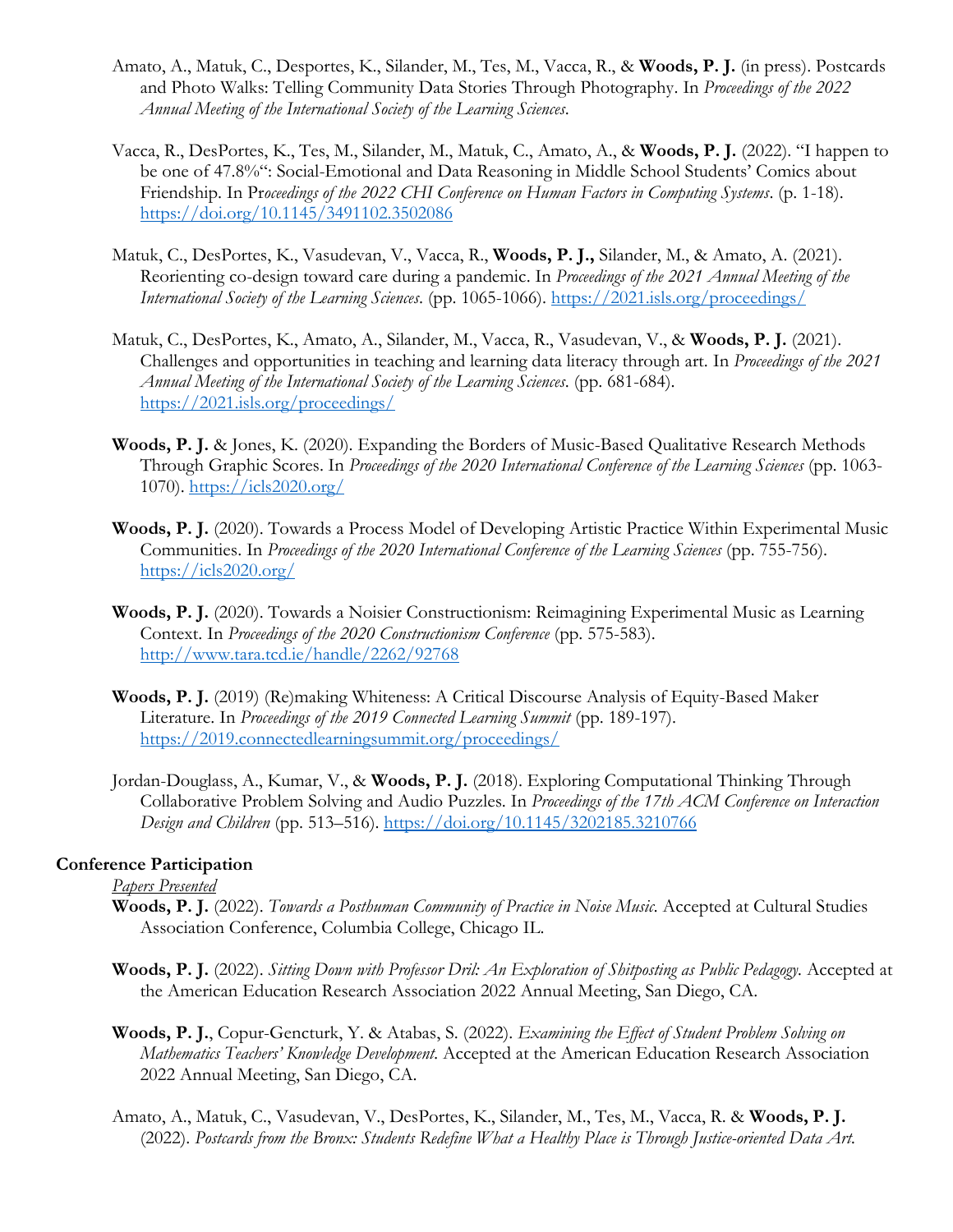Amato, A., Matuk, C., Desportes, K., Silander, M., Tes, M., Vacca, R., & **Woods, P. J.** (in press). Postcards and Photo Walks: Telling Community Data Stories Through Photography. In *Proceedings of the 2022 Annual Meeting of the International Society of the Learning Sciences*.

Vacca, R., DesPortes, K., Tes, M., Silander, M., Matuk, C., Amato, A., & **Woods, P. J.** (2022). "I happen to be one of 47.8%": Social-Emotional and Data Reasoning in Middle School Students' Comics about Friendship. In Pr*oceedings of the 2022 CHI Conference on Human Factors in Computing Systems*. (p. 1-18). https://doi.org/10.1145/3491102.3502086

Matuk, C., DesPortes, K., Vasudevan, V., Vacca, R., **Woods, P. J.,** Silander, M., & Amato, A. (2021). Reorienting co-design toward care during a pandemic. In *Proceedings of the 2021 Annual Meeting of the International Society of the Learning Sciences*. (pp. 1065-1066). https://2021.isls.org/proceedings/

Matuk, C., DesPortes, K., Amato, A., Silander, M., Vacca, R., Vasudevan, V., & **Woods, P. J.** (2021). Challenges and opportunities in teaching and learning data literacy through art. In *Proceedings of the 2021 Annual Meeting of the International Society of the Learning Sciences*. (pp. 681-684). https://2021.isls.org/proceedings/

**Woods, P. J.** & Jones, K. (2020). Expanding the Borders of Music-Based Qualitative Research Methods Through Graphic Scores. In *Proceedings of the 2020 International Conference of the Learning Sciences* (pp. 1063-1070). https://icls2020.org/

**Woods, P. J.** (2020). Towards a Process Model of Developing Artistic Practice Within Experimental Music Communities. In *Proceedings of the 2020 International Conference of the Learning Sciences* (pp. 755-756). https://icls2020.org/

**Woods, P. J.** (2020). Towards a Noisier Constructionism: Reimagining Experimental Music as Learning Context. In *Proceedings of the 2020 Constructionism Conference* (pp. 575-583). http://www.tara.tcd.ie/handle/2262/92768

**Woods, P. J.** (2019) (Re)making Whiteness: A Critical Discourse Analysis of Equity-Based Maker Literature. In *Proceedings of the 2019 Connected Learning Summit* (pp. 189-197). https://2019.connectedlearningsummit.org/proceedings/

Jordan-Douglass, A., Kumar, V., & **Woods, P. J.** (2018). Exploring Computational Thinking Through Collaborative Problem Solving and Audio Puzzles. In *Proceedings of the 17th ACM Conference on Interaction Design and Children* (pp. 513–516). https://doi.org/10.1145/3202185.3210766

### Conference Participation

*Papers Presented*

**Woods, P. J.** (2022). *Towards a Posthuman Community of Practice in Noise Music.* Accepted at Cultural Studies Association Conference, Columbia College, Chicago IL.

**Woods, P. J.** (2022). *Sitting Down with Professor Dril: An Exploration of Shitposting as Public Pedagogy.* Accepted at the American Education Research Association 2022 Annual Meeting, San Diego, CA.

**Woods, P. J.**, Copur-Gencturk, Y. & Atabas, S. (2022). *Examining the Effect of Student Problem Solving on Mathematics Teachers' Knowledge Development.* Accepted at the American Education Research Association 2022 Annual Meeting, San Diego, CA.

Amato, A., Matuk, C., Vasudevan, V., DesPortes, K., Silander, M., Tes, M., Vacca, R. & **Woods, P. J.** (2022). *Postcards from the Bronx: Students Redefine What a Healthy Place is Through Justice-oriented Data Art.*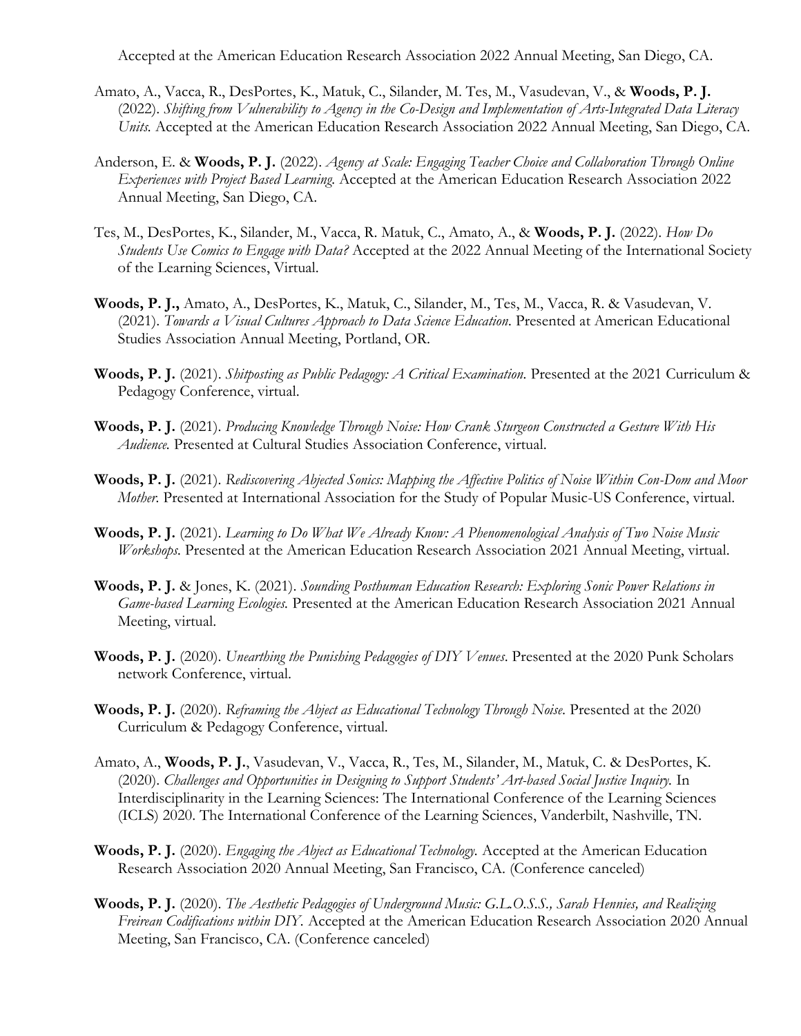Accepted at the American Education Research Association 2022 Annual Meeting, San Diego, CA.

Amato, A., Vacca, R., DesPortes, K., Matuk, C., Silander, M. Tes, M., Vasudevan, V., & **Woods, P. J.** (2022). *Shifting from Vulnerability to Agency in the Co-Design and Implementation of Arts-Integrated Data Literacy Units.* Accepted at the American Education Research Association 2022 Annual Meeting, San Diego, CA.

Anderson, E. & **Woods, P. J.** (2022). *Agency at Scale: Engaging Teacher Choice and Collaboration Through Online Experiences with Project Based Learning.* Accepted at the American Education Research Association 2022 Annual Meeting, San Diego, CA.

Tes, M., DesPortes, K., Silander, M., Vacca, R. Matuk, C., Amato, A., & **Woods, P. J.** (2022). *How Do Students Use Comics to Engage with Data?* Accepted at the 2022 Annual Meeting of the International Society of the Learning Sciences, Virtual.

**Woods, P. J.,** Amato, A., DesPortes, K., Matuk, C., Silander, M., Tes, M., Vacca, R. & Vasudevan, V. (2021). *Towards a Visual Cultures Approach to Data Science Education.* Presented at American Educational Studies Association Annual Meeting, Portland, OR.

**Woods, P. J.** (2021). *Shitposting as Public Pedagogy: A Critical Examination.* Presented at the 2021 Curriculum & Pedagogy Conference, virtual.

**Woods, P. J.** (2021). *Producing Knowledge Through Noise: How Crank Sturgeon Constructed a Gesture With His Audience.* Presented at Cultural Studies Association Conference, virtual.

**Woods, P. J.** (2021). *Rediscovering Abjected Sonics: Mapping the Affective Politics of Noise Within Con-Dom and Moor Mother.* Presented at International Association for the Study of Popular Music-US Conference, virtual.

**Woods, P. J.** (2021). *Learning to Do What We Already Know: A Phenomenological Analysis of Two Noise Music Workshops.* Presented at the American Education Research Association 2021 Annual Meeting, virtual.

**Woods, P. J.** & Jones, K. (2021). *Sounding Posthuman Education Research: Exploring Sonic Power Relations in Game-based Learning Ecologies.* Presented at the American Education Research Association 2021 Annual Meeting, virtual.

**Woods, P. J.** (2020). *Unearthing the Punishing Pedagogies of DIY Venues.* Presented at the 2020 Punk Scholars network Conference, virtual.

**Woods, P. J.** (2020). *Reframing the Abject as Educational Technology Through Noise.* Presented at the 2020 Curriculum & Pedagogy Conference, virtual.

Amato, A., **Woods, P. J.**, Vasudevan, V., Vacca, R., Tes, M., Silander, M., Matuk, C. & DesPortes, K. (2020). *Challenges and Opportunities in Designing to Support Students' Art-based Social Justice Inquiry.* In Interdisciplinarity in the Learning Sciences: The International Conference of the Learning Sciences (ICLS) 2020. The International Conference of the Learning Sciences, Vanderbilt, Nashville, TN.

**Woods, P. J.** (2020). *Engaging the Abject as Educational Technology.* Accepted at the American Education Research Association 2020 Annual Meeting, San Francisco, CA. (Conference canceled)

**Woods, P. J.** (2020). *The Aesthetic Pedagogies of Underground Music: G.L.O.S.S., Sarah Hennies, and Realizing Freirean Codifications within DIY.* Accepted at the American Education Research Association 2020 Annual Meeting, San Francisco, CA. (Conference canceled)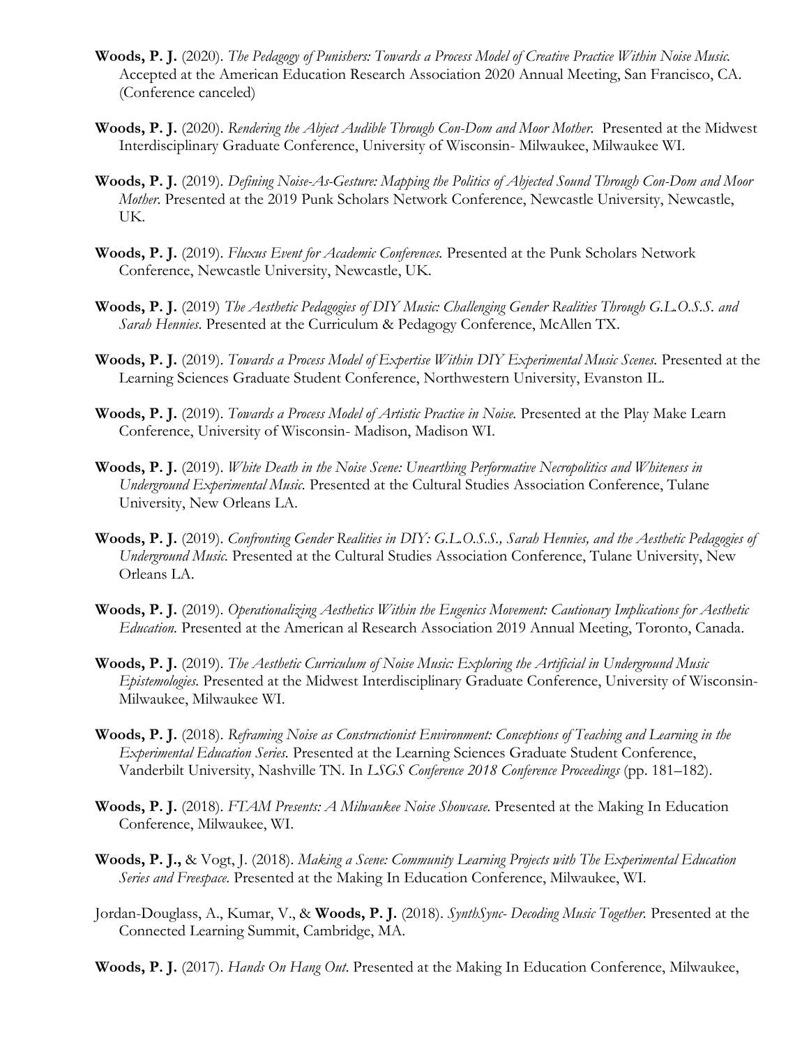**Woods, P. J.** (2020). *The Pedagogy of Punishers: Towards a Process Model of Creative Practice Within Noise Music.* Accepted at the American Education Research Association 2020 Annual Meeting, San Francisco, CA. (Conference canceled)

**Woods, P. J.** (2020). *Rendering the Abject Audible Through Con-Dom and Moor Mother.* Presented at the Midwest Interdisciplinary Graduate Conference, University of Wisconsin- Milwaukee, Milwaukee WI.

**Woods, P. J.** (2019). *Defining Noise-As-Gesture: Mapping the Politics of Abjected Sound Through Con-Dom and Moor Mother.* Presented at the 2019 Punk Scholars Network Conference, Newcastle University, Newcastle, UK.

**Woods, P. J.** (2019). *Fluxus Event for Academic Conferences.* Presented at the Punk Scholars Network Conference, Newcastle University, Newcastle, UK.

**Woods, P. J.** (2019) *The Aesthetic Pedagogies of DIY Music: Challenging Gender Realities Through G.L.O.S.S. and Sarah Hennies.* Presented at the Curriculum & Pedagogy Conference, McAllen TX.

**Woods, P. J.** (2019). *Towards a Process Model of Expertise Within DIY Experimental Music Scenes.* Presented at the Learning Sciences Graduate Student Conference, Northwestern University, Evanston IL.

**Woods, P. J.** (2019). *Towards a Process Model of Artistic Practice in Noise.* Presented at the Play Make Learn Conference, University of Wisconsin- Madison, Madison WI.

**Woods, P. J.** (2019). *White Death in the Noise Scene: Unearthing Performative Necropolitics and Whiteness in Underground Experimental Music.* Presented at the Cultural Studies Association Conference, Tulane University, New Orleans LA.

**Woods, P. J.** (2019). *Confronting Gender Realities in DIY: G.L.O.S.S., Sarah Hennies, and the Aesthetic Pedagogies of Underground Music.* Presented at the Cultural Studies Association Conference, Tulane University, New Orleans LA.

**Woods, P. J.** (2019). *Operationalizing Aesthetics Within the Eugenics Movement: Cautionary Implications for Aesthetic Education.* Presented at the American al Research Association 2019 Annual Meeting, Toronto, Canada.

**Woods, P. J.** (2019). *The Aesthetic Curriculum of Noise Music: Exploring the Artificial in Underground Music Epistemologies.* Presented at the Midwest Interdisciplinary Graduate Conference, University of Wisconsin- Milwaukee, Milwaukee WI.

**Woods, P. J.** (2018). *Reframing Noise as Constructionist Environment: Conceptions of Teaching and Learning in the Experimental Education Series.* Presented at the Learning Sciences Graduate Student Conference, Vanderbilt University, Nashville TN. In *LSGS Conference 2018 Conference Proceedings* (pp. 181–182).

**Woods, P. J.** (2018). *FTAM Presents: A Milwaukee Noise Showcase.* Presented at the Making In Education Conference, Milwaukee, WI.

**Woods, P. J.,** & Vogt, J. (2018). *Making a Scene: Community Learning Projects with The Experimental Education Series and Freespace.* Presented at the Making In Education Conference, Milwaukee, WI.

Jordan-Douglass, A., Kumar, V., & **Woods, P. J.** (2018). *SynthSync- Decoding Music Together.* Presented at the Connected Learning Summit, Cambridge, MA.

**Woods, P. J.** (2017). *Hands On Hang Out.* Presented at the Making In Education Conference, Milwaukee,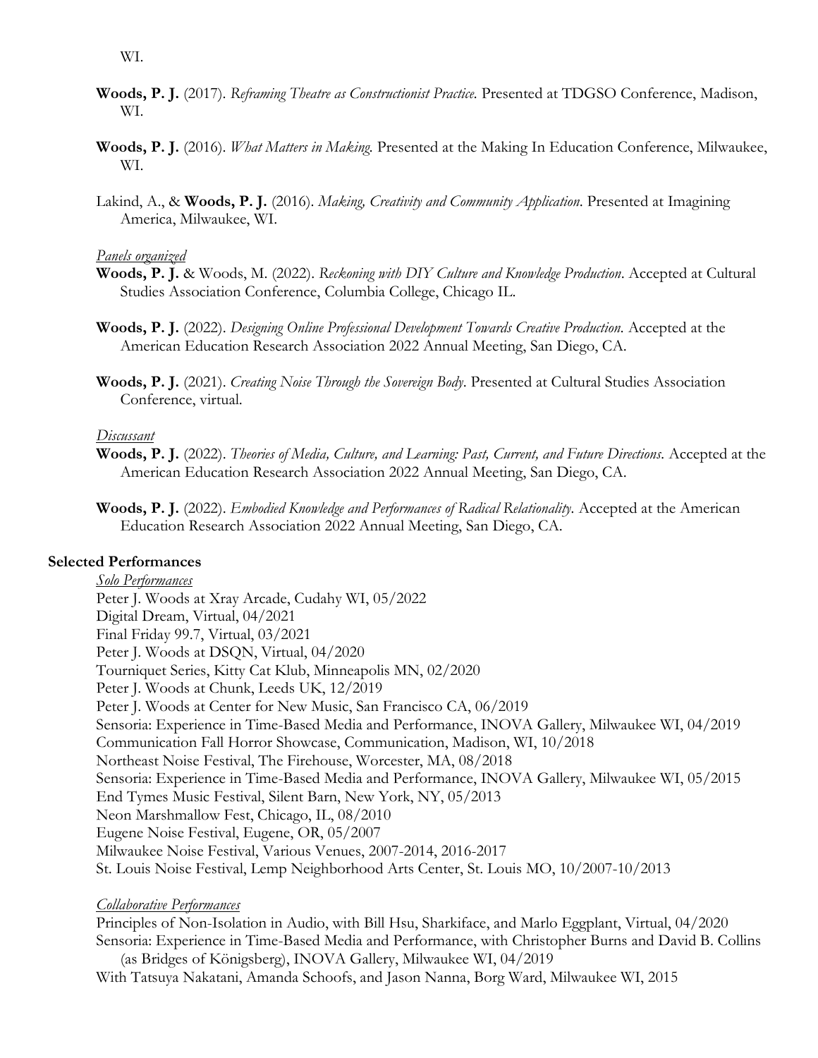WI.

**Woods, P. J.** (2017). *Reframing Theatre as Constructionist Practice.* Presented at TDGSO Conference, Madison, WI.

**Woods, P. J.** (2016). *What Matters in Making.* Presented at the Making In Education Conference, Milwaukee, WI.

Lakind, A., & **Woods, P. J.** (2016). *Making, Creativity and Community Application.* Presented at Imagining America, Milwaukee, WI.

*Panels organized*

**Woods, P. J.** & Woods, M. (2022). *Reckoning with DIY Culture and Knowledge Production.* Accepted at Cultural Studies Association Conference, Columbia College, Chicago IL.

**Woods, P. J.** (2022). *Designing Online Professional Development Towards Creative Production.* Accepted at the American Education Research Association 2022 Annual Meeting, San Diego, CA.

**Woods, P. J.** (2021). *Creating Noise Through the Sovereign Body.* Presented at Cultural Studies Association Conference, virtual.

*Discussant*

**Woods, P. J.** (2022). *Theories of Media, Culture, and Learning: Past, Current, and Future Directions.* Accepted at the American Education Research Association 2022 Annual Meeting, San Diego, CA.

**Woods, P. J.** (2022). *Embodied Knowledge and Performances of Radical Relationality.* Accepted at the American Education Research Association 2022 Annual Meeting, San Diego, CA.

## Selected Performances

*Solo Performances*

Peter J. Woods at Xray Arcade, Cudahy WI, 05/2022
Digital Dream, Virtual, 04/2021
Final Friday 99.7, Virtual, 03/2021
Peter J. Woods at DSQN, Virtual, 04/2020
Tourniquet Series, Kitty Cat Klub, Minneapolis MN, 02/2020
Peter J. Woods at Chunk, Leeds UK, 12/2019
Peter J. Woods at Center for New Music, San Francisco CA, 06/2019
Sensoria: Experience in Time-Based Media and Performance, INOVA Gallery, Milwaukee WI, 04/2019
Communication Fall Horror Showcase, Communication, Madison, WI, 10/2018
Northeast Noise Festival, The Firehouse, Worcester, MA, 08/2018
Sensoria: Experience in Time-Based Media and Performance, INOVA Gallery, Milwaukee WI, 05/2015
End Tymes Music Festival, Silent Barn, New York, NY, 05/2013
Neon Marshmallow Fest, Chicago, IL, 08/2010
Eugene Noise Festival, Eugene, OR, 05/2007
Milwaukee Noise Festival, Various Venues, 2007-2014, 2016-2017
St. Louis Noise Festival, Lemp Neighborhood Arts Center, St. Louis MO, 10/2007-10/2013

*Collaborative Performances*

Principles of Non-Isolation in Audio, with Bill Hsu, Sharkiface, and Marlo Eggplant, Virtual, 04/2020
Sensoria: Experience in Time-Based Media and Performance, with Christopher Burns and David B. Collins (as Bridges of Königsberg), INOVA Gallery, Milwaukee WI, 04/2019
With Tatsuya Nakatani, Amanda Schoofs, and Jason Nanna, Borg Ward, Milwaukee WI, 2015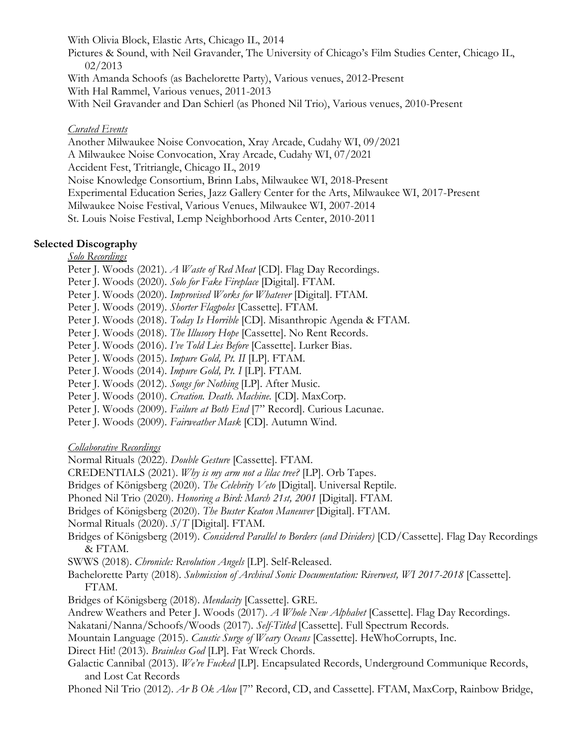With Olivia Block, Elastic Arts, Chicago IL, 2014

Pictures & Sound, with Neil Gravander, The University of Chicago's Film Studies Center, Chicago IL, 02/2013

With Amanda Schoofs (as Bachelorette Party), Various venues, 2012-Present

With Hal Rammel, Various venues, 2011-2013

With Neil Gravander and Dan Schierl (as Phoned Nil Trio), Various venues, 2010-Present

*Curated Events*

Another Milwaukee Noise Convocation, Xray Arcade, Cudahy WI, 09/2021

A Milwaukee Noise Convocation, Xray Arcade, Cudahy WI, 07/2021

Accident Fest, Tritriangle, Chicago IL, 2019

Noise Knowledge Consortium, Brinn Labs, Milwaukee WI, 2018-Present

Experimental Education Series, Jazz Gallery Center for the Arts, Milwaukee WI, 2017-Present

Milwaukee Noise Festival, Various Venues, Milwaukee WI, 2007-2014

St. Louis Noise Festival, Lemp Neighborhood Arts Center, 2010-2011

**Selected Discography**

*Solo Recordings*

Peter J. Woods (2021). *A Waste of Red Meat* [CD]. Flag Day Recordings.

Peter J. Woods (2020). *Solo for Fake Fireplace* [Digital]. FTAM.

Peter J. Woods (2020). *Improvised Works for Whatever* [Digital]. FTAM.

Peter J. Woods (2019). *Shorter Flagpoles* [Cassette]. FTAM.

Peter J. Woods (2018). *Today Is Horrible* [CD]. Misanthropic Agenda & FTAM.

Peter J. Woods (2018). *The Illusory Hope* [Cassette]. No Rent Records.

Peter J. Woods (2016). *I've Told Lies Before* [Cassette]. Lurker Bias.

Peter J. Woods (2015). *Impure Gold, Pt. II* [LP]. FTAM.

Peter J. Woods (2014). *Impure Gold, Pt. I* [LP]. FTAM.

Peter J. Woods (2012). *Songs for Nothing* [LP]. After Music.

Peter J. Woods (2010). *Creation. Death. Machine.* [CD]. MaxCorp.

Peter J. Woods (2009). *Failure at Both End* [7" Record]. Curious Lacunae.

Peter J. Woods (2009). *Fairweather Mask* [CD]. Autumn Wind.

*Collaborative Recordings*

Normal Rituals (2022). *Double Gesture* [Cassette]. FTAM.

CREDENTIALS (2021). *Why is my arm not a lilac tree?* [LP]. Orb Tapes.

Bridges of Königsberg (2020). *The Celebrity Veto* [Digital]. Universal Reptile.

Phoned Nil Trio (2020). *Honoring a Bird: March 21st, 2001* [Digital]. FTAM.

Bridges of Königsberg (2020). *The Buster Keaton Maneuver* [Digital]. FTAM.

Normal Rituals (2020). *S/T* [Digital]. FTAM.

Bridges of Königsberg (2019). *Considered Parallel to Borders (and Dividers)* [CD/Cassette]. Flag Day Recordings & FTAM.

SWWS (2018). *Chronicle: Revolution Angels* [LP]. Self-Released.

Bachelorette Party (2018). *Submission of Archival Sonic Documentation: Riverwest, WI 2017-2018* [Cassette]. FTAM.

Bridges of Königsberg (2018). *Mendacity* [Cassette]. GRE.

Andrew Weathers and Peter J. Woods (2017). *A Whole New Alphabet* [Cassette]. Flag Day Recordings.

Nakatani/Nanna/Schoofs/Woods (2017). *Self-Titled* [Cassette]. Full Spectrum Records.

Mountain Language (2015). *Caustic Surge of Weary Oceans* [Cassette]. HeWhoCorrupts, Inc.

Direct Hit! (2013). *Brainless God* [LP]. Fat Wreck Chords.

Galactic Cannibal (2013). *We're Fucked* [LP]. Encapsulated Records, Underground Communique Records, and Lost Cat Records

Phoned Nil Trio (2012). *Ar B Ok Alou* [7" Record, CD, and Cassette]. FTAM, MaxCorp, Rainbow Bridge,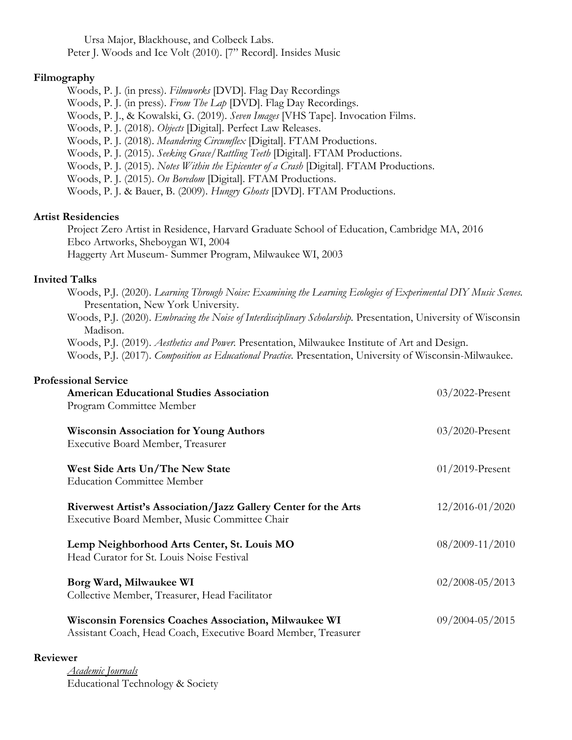Ursa Major, Blackhouse, and Colbeck Labs.

Peter J. Woods and Ice Volt (2010). [7" Record]. Insides Music

**Filmography**

Woods, P. J. (in press). *Filmworks* [DVD]. Flag Day Recordings

Woods, P. J. (in press). *From The Lap* [DVD]. Flag Day Recordings.

Woods, P. J., & Kowalski, G. (2019). *Seven Images* [VHS Tape]. Invocation Films.

Woods, P. J. (2018). *Objects* [Digital]. Perfect Law Releases.

Woods, P. J. (2018). *Meandering Circumflex* [Digital]. FTAM Productions.

Woods, P. J. (2015). *Seeking Grace/Rattling Teeth* [Digital]. FTAM Productions.

Woods, P. J. (2015). *Notes Within the Epicenter of a Crash* [Digital]. FTAM Productions.

Woods, P. J. (2015). *On Boredom* [Digital]. FTAM Productions.

Woods, P. J. & Bauer, B. (2009). *Hungry Ghosts* [DVD]. FTAM Productions.

**Artist Residencies**

Project Zero Artist in Residence, Harvard Graduate School of Education, Cambridge MA, 2016

Ebco Artworks, Sheboygan WI, 2004

Haggerty Art Museum- Summer Program, Milwaukee WI, 2003

**Invited Talks**

Woods, P.J. (2020). *Learning Through Noise: Examining the Learning Ecologies of Experimental DIY Music Scenes.* Presentation, New York University.

Woods, P.J. (2020). *Embracing the Noise of Interdisciplinary Scholarship.* Presentation, University of Wisconsin Madison.

Woods, P.J. (2019). *Aesthetics and Power.* Presentation, Milwaukee Institute of Art and Design.

Woods, P.J. (2017). *Composition as Educational Practice.* Presentation, University of Wisconsin-Milwaukee.

**Professional Service**

**American Educational Studies Association** — 03/2022-Present
Program Committee Member

**Wisconsin Association for Young Authors** — 03/2020-Present
Executive Board Member, Treasurer

**West Side Arts Un/The New State** — 01/2019-Present
Education Committee Member

**Riverwest Artist's Association/Jazz Gallery Center for the Arts** — 12/2016-01/2020
Executive Board Member, Music Committee Chair

**Lemp Neighborhood Arts Center, St. Louis MO** — 08/2009-11/2010
Head Curator for St. Louis Noise Festival

**Borg Ward, Milwaukee WI** — 02/2008-05/2013
Collective Member, Treasurer, Head Facilitator

**Wisconsin Forensics Coaches Association, Milwaukee WI** — 09/2004-05/2015
Assistant Coach, Head Coach, Executive Board Member, Treasurer

**Reviewer**

<u>*Academic Journals*</u>

Educational Technology & Society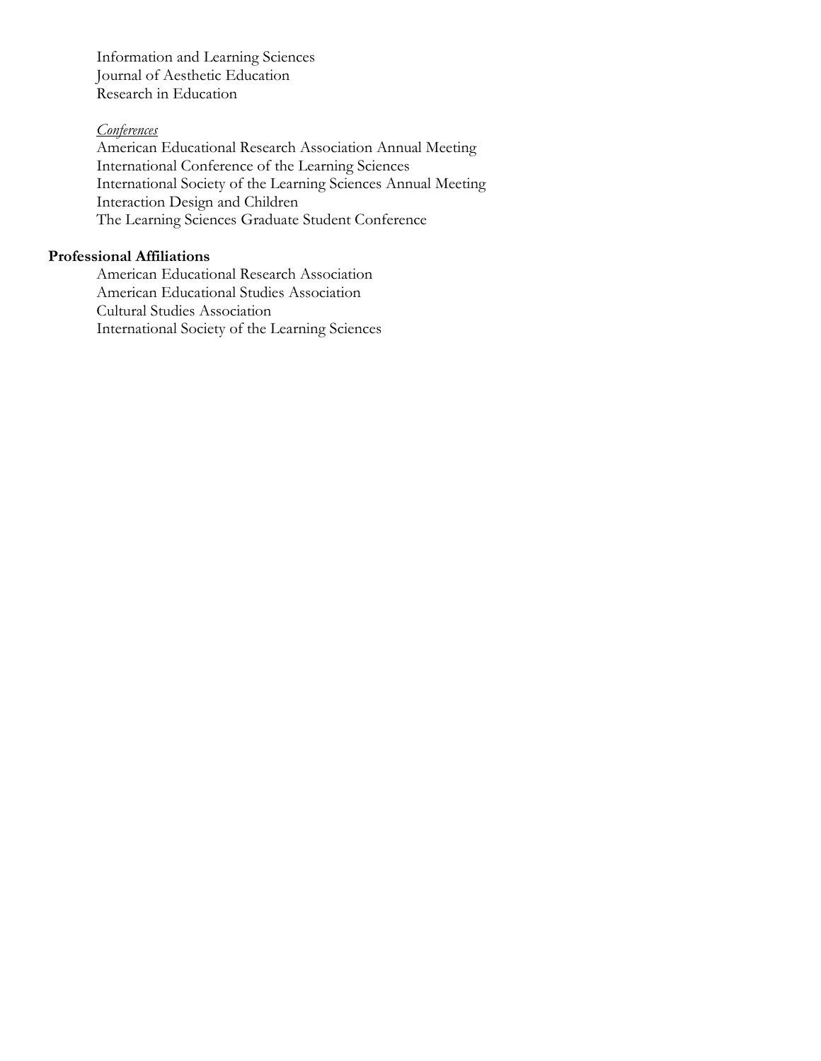Information and Learning Sciences
Journal of Aesthetic Education
Research in Education

*Conferences*
American Educational Research Association Annual Meeting
International Conference of the Learning Sciences
International Society of the Learning Sciences Annual Meeting
Interaction Design and Children
The Learning Sciences Graduate Student Conference

**Professional Affiliations**

American Educational Research Association
American Educational Studies Association
Cultural Studies Association
International Society of the Learning Sciences